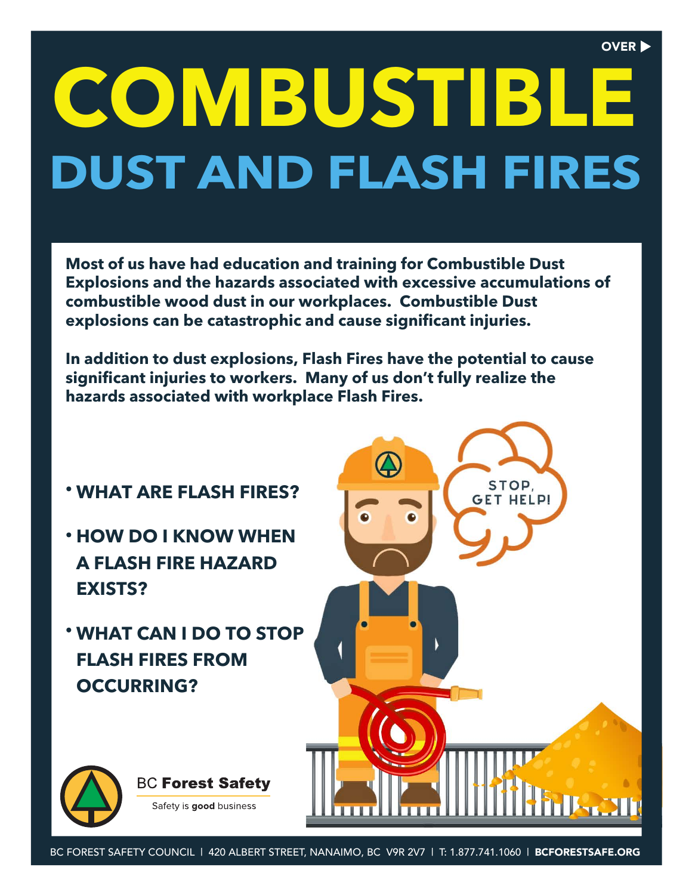OVER ▶

# COMBUSTIBLE

## DUST AND FLASH FIRES

**Most of us have had education and training for Combustible Dust Explosions and the hazards associated with excessive accumulations of combustible wood dust in our workplaces. Combustible Dust explosions can be catastrophic and cause significant injuries.**

**In addition to dust explosions, Flash Fires have the potential to cause significant injuries to workers. Many of us don't fully realize the hazards associated with workplace Flash Fires.**

- **WHAT ARE FLASH FIRES?**
- **HOW DO I KNOW WHEN A FLASH FIRE HAZARD EXISTS?**
- **WHAT CAN I DO TO STOP FLASH FIRES FROM OCCURRING?**

STOP, GET HELP!

BC **Forest Safety**

Safety is **good** business

BC FOREST SAFETY COUNCIL | 420 ALBERT STREET, NANAIMO, BC V9R 2V7 | T: 1.877.741.1060 | **BCFORESTSAFE.ORG**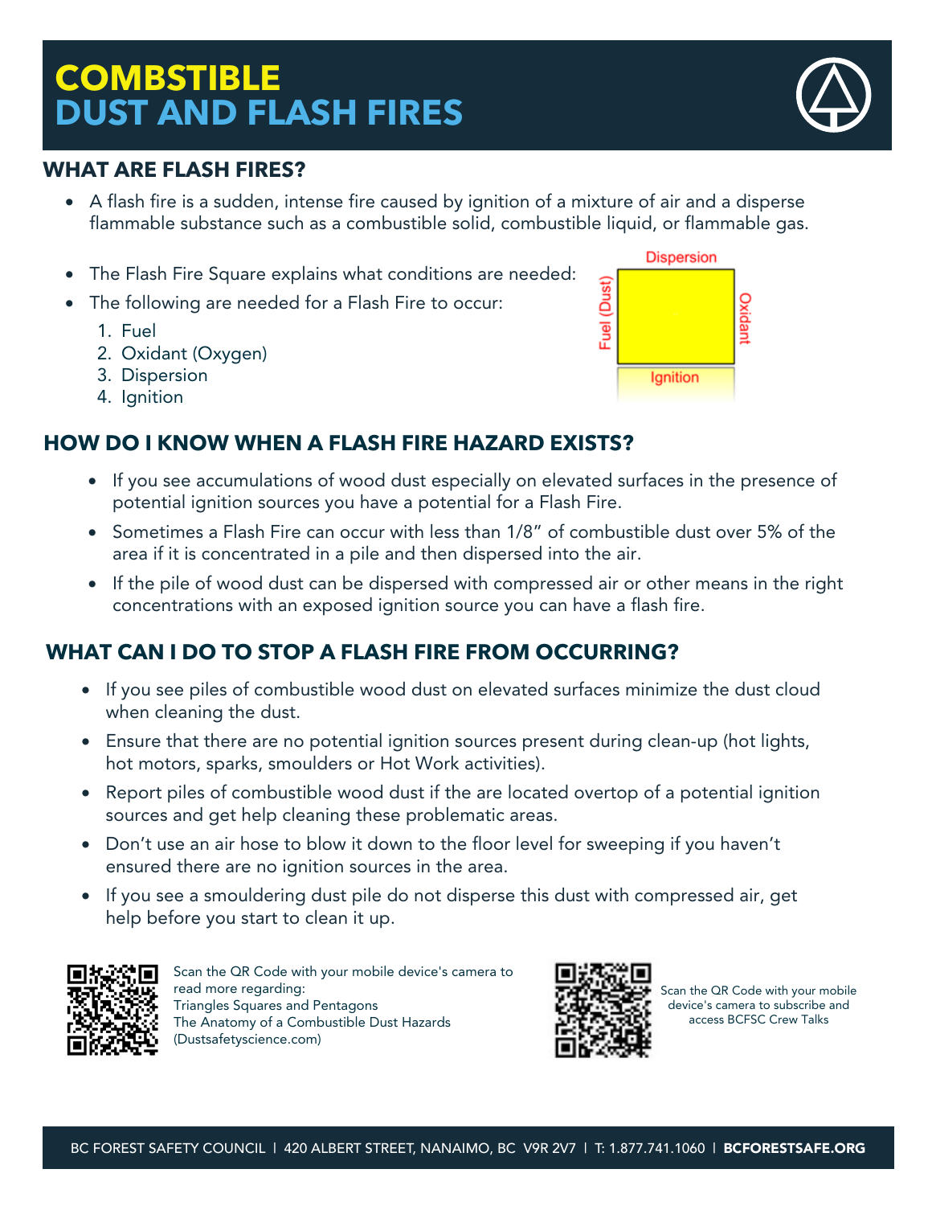# COMBSTIBLE DUST AND FLASH FIRES

## WHAT ARE FLASH FIRES?

- A flash fire is a sudden, intense fire caused by ignition of a mixture of air and a disperse flammable substance such as a combustible solid, combustible liquid, or flammable gas.

- The Flash Fire Square explains what conditions are needed:
- The following are needed for a Flash Fire to occur:
  1. Fuel
  2. Oxidant (Oxygen)
  3. Dispersion
  4. Ignition

Dispersion

Fuel (Dust)

Oxidant

Ignition

## HOW DO I KNOW WHEN A FLASH FIRE HAZARD EXISTS?

- If you see accumulations of wood dust especially on elevated surfaces in the presence of potential ignition sources you have a potential for a Flash Fire.
- Sometimes a Flash Fire can occur with less than 1/8" of combustible dust over 5% of the area if it is concentrated in a pile and then dispersed into the air.
- If the pile of wood dust can be dispersed with compressed air or other means in the right concentrations with an exposed ignition source you can have a flash fire.

## WHAT CAN I DO TO STOP A FLASH FIRE FROM OCCURRING?

- If you see piles of combustible wood dust on elevated surfaces minimize the dust cloud when cleaning the dust.
- Ensure that there are no potential ignition sources present during clean-up (hot lights, hot motors, sparks, smoulders or Hot Work activities).
- Report piles of combustible wood dust if the are located overtop of a potential ignition sources and get help cleaning these problematic areas.
- Don't use an air hose to blow it down to the floor level for sweeping if you haven't ensured there are no ignition sources in the area.
- If you see a smouldering dust pile do not disperse this dust with compressed air, get help before you start to clean it up.

Scan the QR Code with your mobile device's camera to read more regarding:
Triangles Squares and Pentagons
The Anatomy of a Combustible Dust Hazards
(Dustsafetyscience.com)

Scan the QR Code with your mobile device's camera to subscribe and access BCFSC Crew Talks

BC FOREST SAFETY COUNCIL | 420 ALBERT STREET, NANAIMO, BC V9R 2V7 | T: 1.877.741.1060 | **BCFORESTSAFE.ORG**